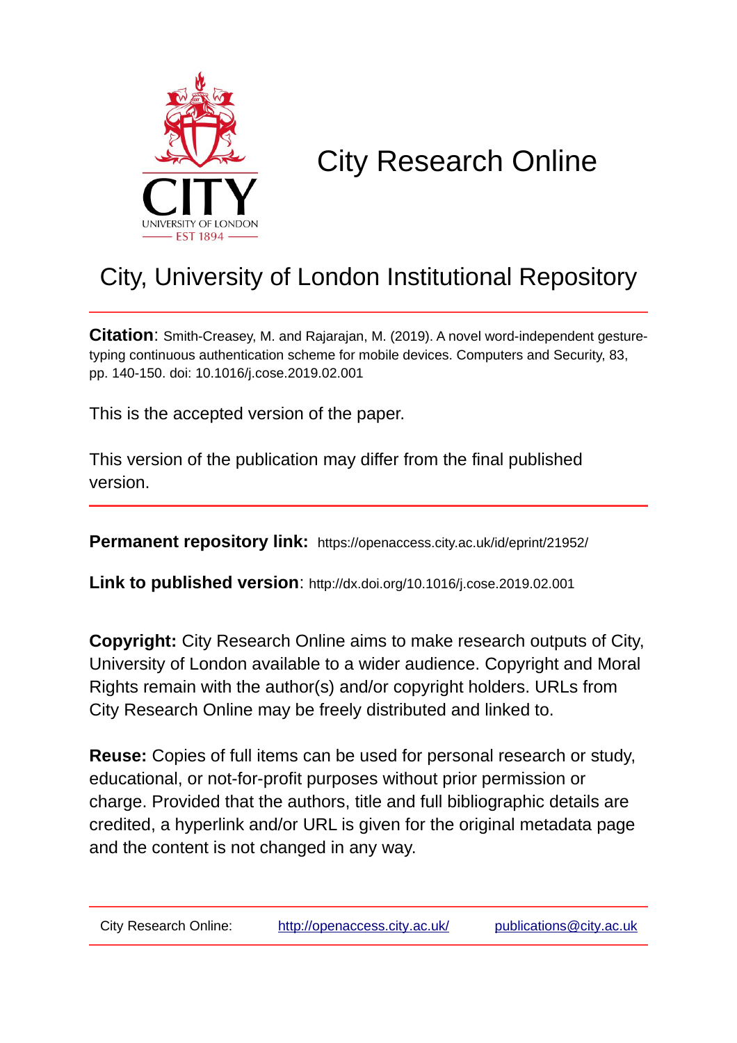# City Research Online

## City, University of London Institutional Repository

**Citation**: Smith-Creasey, M. and Rajarajan, M. (2019). A novel word-independent gesture-typing continuous authentication scheme for mobile devices. Computers and Security, 83, pp. 140-150. doi: 10.1016/j.cose.2019.02.001

This is the accepted version of the paper.

This version of the publication may differ from the final published version.

**Permanent repository link:** https://openaccess.city.ac.uk/id/eprint/21952/

**Link to published version**: http://dx.doi.org/10.1016/j.cose.2019.02.001

**Copyright:** City Research Online aims to make research outputs of City, University of London available to a wider audience. Copyright and Moral Rights remain with the author(s) and/or copyright holders. URLs from City Research Online may be freely distributed and linked to.

**Reuse:** Copies of full items can be used for personal research or study, educational, or not-for-profit purposes without prior permission or charge. Provided that the authors, title and full bibliographic details are credited, a hyperlink and/or URL is given for the original metadata page and the content is not changed in any way.

City Research Online: http://openaccess.city.ac.uk/ publications@city.ac.uk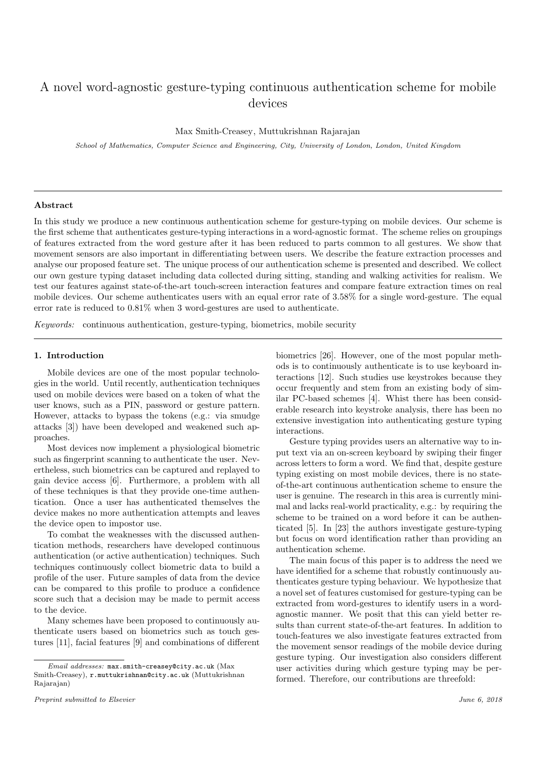# A novel word-agnostic gesture-typing continuous authentication scheme for mobile devices

Max Smith-Creasey, Muttukrishnan Rajarajan

*School of Mathematics, Computer Science and Engineering, City, University of London, London, United Kingdom*

## Abstract

In this study we produce a new continuous authentication scheme for gesture-typing on mobile devices. Our scheme is the first scheme that authenticates gesture-typing interactions in a word-agnostic format. The scheme relies on groupings of features extracted from the word gesture after it has been reduced to parts common to all gestures. We show that movement sensors are also important in differentiating between users. We describe the feature extraction processes and analyse our proposed feature set. The unique process of our authentication scheme is presented and described. We collect our own gesture typing dataset including data collected during sitting, standing and walking activities for realism. We test our features against state-of-the-art touch-screen interaction features and compare feature extraction times on real mobile devices. Our scheme authenticates users with an equal error rate of 3.58% for a single word-gesture. The equal error rate is reduced to 0.81% when 3 word-gestures are used to authenticate.

*Keywords:* continuous authentication, gesture-typing, biometrics, mobile security

## 1. Introduction

Mobile devices are one of the most popular technologies in the world. Until recently, authentication techniques used on mobile devices were based on a token of what the user knows, such as a PIN, password or gesture pattern. However, attacks to bypass the tokens (e.g.: via smudge attacks [3]) have been developed and weakened such approaches.

Most devices now implement a physiological biometric such as fingerprint scanning to authenticate the user. Nevertheless, such biometrics can be captured and replayed to gain device access [6]. Furthermore, a problem with all of these techniques is that they provide one-time authentication. Once a user has authenticated themselves the device makes no more authentication attempts and leaves the device open to impostor use.

To combat the weaknesses with the discussed authentication methods, researchers have developed continuous authentication (or active authentication) techniques. Such techniques continuously collect biometric data to build a profile of the user. Future samples of data from the device can be compared to this profile to produce a confidence score such that a decision may be made to permit access to the device.

Many schemes have been proposed to continuously authenticate users based on biometrics such as touch gestures [11], facial features [9] and combinations of different biometrics [26]. However, one of the most popular methods is to continuously authenticate is to use keyboard interactions [12]. Such studies use keystrokes because they occur frequently and stem from an existing body of similar PC-based schemes [4]. Whist there has been considerable research into keystroke analysis, there has been no extensive investigation into authenticating gesture typing interactions.

Gesture typing provides users an alternative way to input text via an on-screen keyboard by swiping their finger across letters to form a word. We find that, despite gesture typing existing on most mobile devices, there is no state-of-the-art continuous authentication scheme to ensure the user is genuine. The research in this area is currently minimal and lacks real-world practicality, e.g.: by requiring the scheme to be trained on a word before it can be authenticated [5]. In [23] the authors investigate gesture-typing but focus on word identification rather than providing an authentication scheme.

The main focus of this paper is to address the need we have identified for a scheme that robustly continuously authenticates gesture typing behaviour. We hypothesize that a novel set of features customised for gesture-typing can be extracted from word-gestures to identify users in a word-agnostic manner. We posit that this can yield better results than current state-of-the-art features. In addition to touch-features we also investigate features extracted from the movement sensor readings of the mobile device during gesture typing. Our investigation also considers different user activities during which gesture typing may be performed. Therefore, our contributions are threefold:

*Email addresses:* max.smith-creasey@city.ac.uk (Max Smith-Creasey), r.muttukrishnan@city.ac.uk (Muttukrishnan Rajarajan)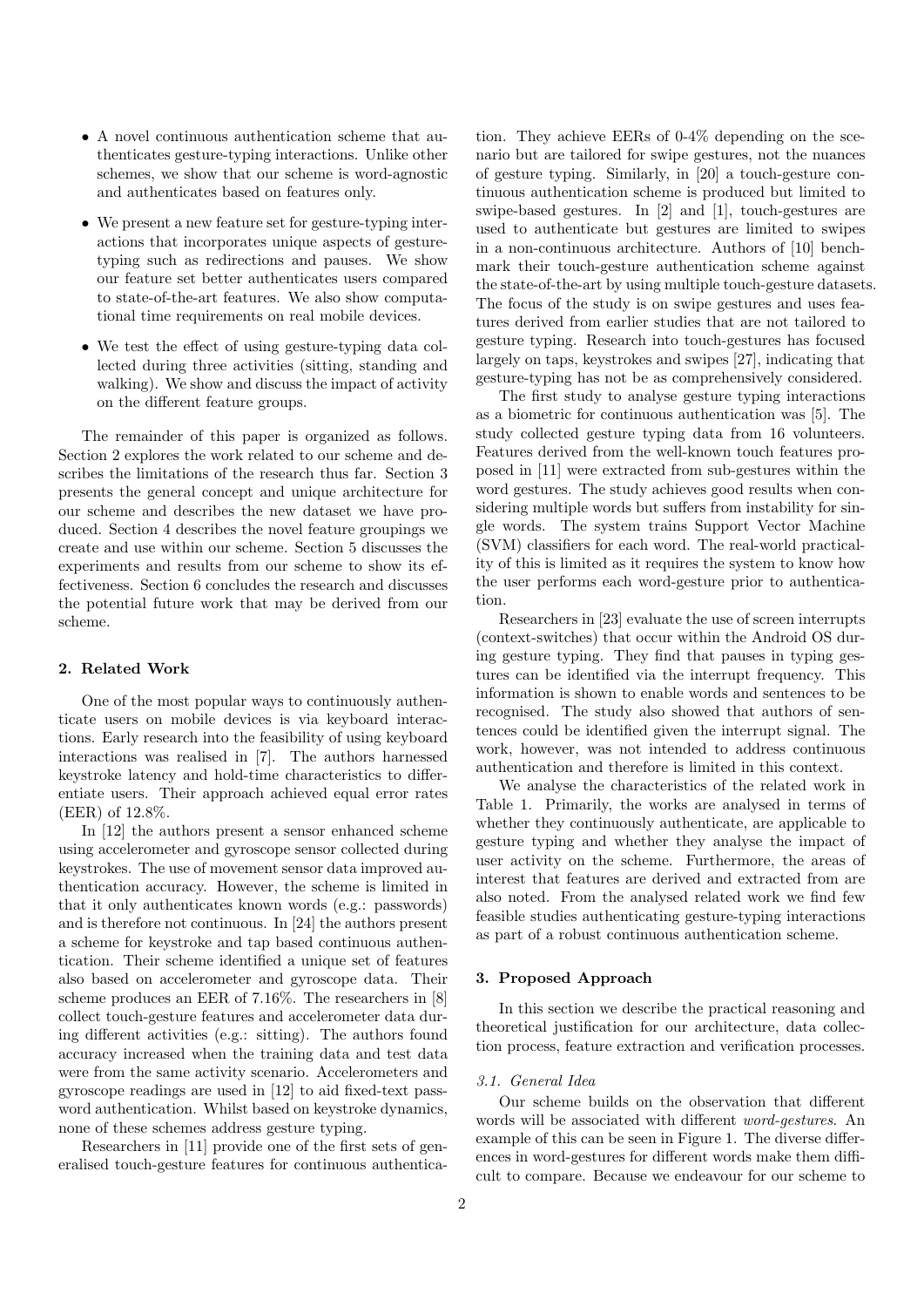- A novel continuous authentication scheme that authenticates gesture-typing interactions. Unlike other schemes, we show that our scheme is word-agnostic and authenticates based on features only.
- We present a new feature set for gesture-typing interactions that incorporates unique aspects of gesture-typing such as redirections and pauses. We show our feature set better authenticates users compared to state-of-the-art features. We also show computational time requirements on real mobile devices.
- We test the effect of using gesture-typing data collected during three activities (sitting, standing and walking). We show and discuss the impact of activity on the different feature groups.

The remainder of this paper is organized as follows. Section 2 explores the work related to our scheme and describes the limitations of the research thus far. Section 3 presents the general concept and unique architecture for our scheme and describes the new dataset we have produced. Section 4 describes the novel feature groupings we create and use within our scheme. Section 5 discusses the experiments and results from our scheme to show its effectiveness. Section 6 concludes the research and discusses the potential future work that may be derived from our scheme.

## 2. Related Work

One of the most popular ways to continuously authenticate users on mobile devices is via keyboard interactions. Early research into the feasibility of using keyboard interactions was realised in [7]. The authors harnessed keystroke latency and hold-time characteristics to differentiate users. Their approach achieved equal error rates (EER) of 12.8%.

In [12] the authors present a sensor enhanced scheme using accelerometer and gyroscope sensor collected during keystrokes. The use of movement sensor data improved authentication accuracy. However, the scheme is limited in that it only authenticates known words (e.g.: passwords) and is therefore not continuous. In [24] the authors present a scheme for keystroke and tap based continuous authentication. Their scheme identified a unique set of features also based on accelerometer and gyroscope data. Their scheme produces an EER of 7.16%. The researchers in [8] collect touch-gesture features and accelerometer data during different activities (e.g.: sitting). The authors found accuracy increased when the training data and test data were from the same activity scenario. Accelerometers and gyroscope readings are used in [12] to aid fixed-text password authentication. Whilst based on keystroke dynamics, none of these schemes address gesture typing.

Researchers in [11] provide one of the first sets of generalised touch-gesture features for continuous authentication. They achieve EERs of 0-4% depending on the scenario but are tailored for swipe gestures, not the nuances of gesture typing. Similarly, in [20] a touch-gesture continuous authentication scheme is produced but limited to swipe-based gestures. In [2] and [1], touch-gestures are used to authenticate but gestures are limited to swipes in a non-continuous architecture. Authors of [10] benchmark their touch-gesture authentication scheme against the state-of-the-art by using multiple touch-gesture datasets. The focus of the study is on swipe gestures and uses features derived from earlier studies that are not tailored to gesture typing. Research into touch-gestures has focused largely on taps, keystrokes and swipes [27], indicating that gesture-typing has not be as comprehensively considered.

The first study to analyse gesture typing interactions as a biometric for continuous authentication was [5]. The study collected gesture typing data from 16 volunteers. Features derived from the well-known touch features proposed in [11] were extracted from sub-gestures within the word gestures. The study achieves good results when considering multiple words but suffers from instability for single words. The system trains Support Vector Machine (SVM) classifiers for each word. The real-world practicality of this is limited as it requires the system to know how the user performs each word-gesture prior to authentication.

Researchers in [23] evaluate the use of screen interrupts (context-switches) that occur within the Android OS during gesture typing. They find that pauses in typing gestures can be identified via the interrupt frequency. This information is shown to enable words and sentences to be recognised. The study also showed that authors of sentences could be identified given the interrupt signal. The work, however, was not intended to address continuous authentication and therefore is limited in this context.

We analyse the characteristics of the related work in Table 1. Primarily, the works are analysed in terms of whether they continuously authenticate, are applicable to gesture typing and whether they analyse the impact of user activity on the scheme. Furthermore, the areas of interest that features are derived and extracted from are also noted. From the analysed related work we find few feasible studies authenticating gesture-typing interactions as part of a robust continuous authentication scheme.

## 3. Proposed Approach

In this section we describe the practical reasoning and theoretical justification for our architecture, data collection process, feature extraction and verification processes.

### 3.1. General Idea

Our scheme builds on the observation that different words will be associated with different *word-gestures*. An example of this can be seen in Figure 1. The diverse differences in word-gestures for different words make them difficult to compare. Because we endeavour for our scheme to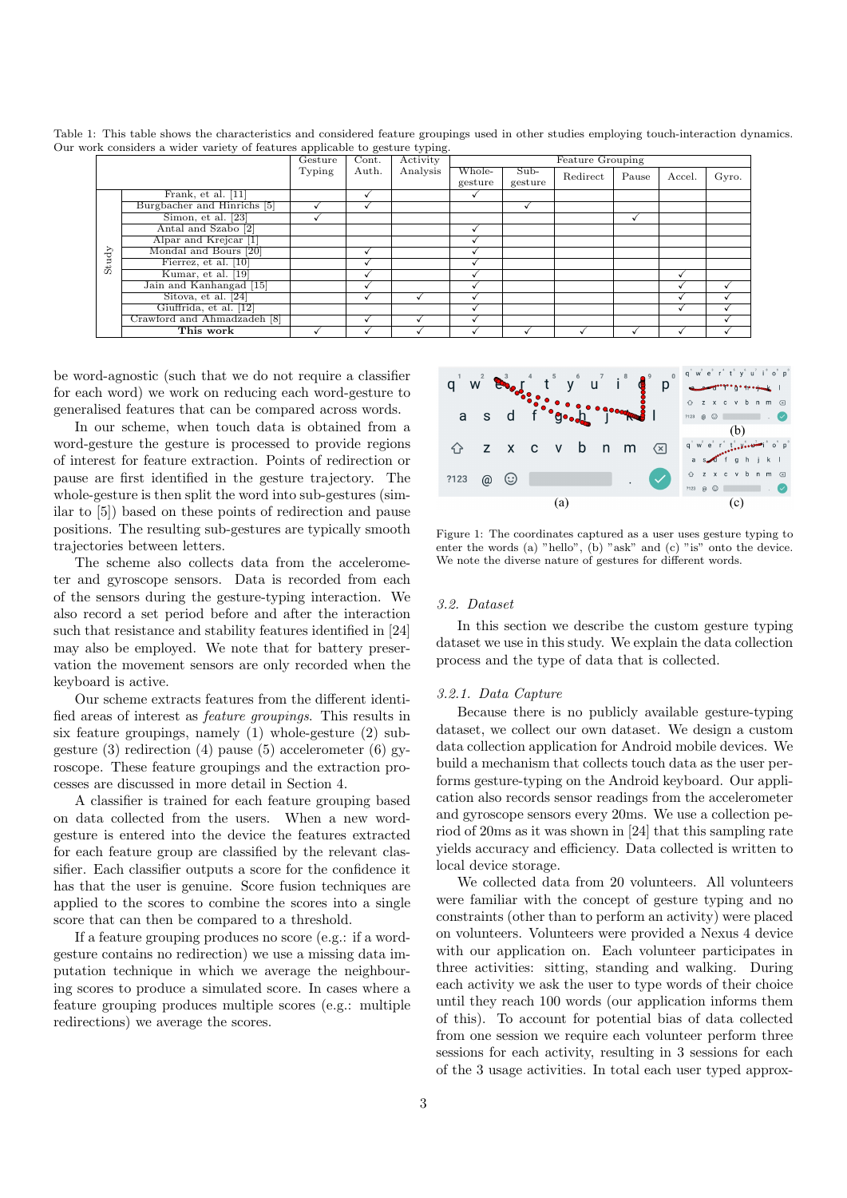Table 1: This table shows the characteristics and considered feature groupings used in other studies employing touch-interaction dynamics. Our work considers a wider variety of features applicable to gesture typing.

| Study | Gesture Typing | Cont. Auth. | Activity Analysis | Feature Grouping | | | | | |
|---|---|---|---|---|---|---|---|---|---|
| | | | | Whole-gesture | Sub-gesture | Redirect | Pause | Accel. | Gyro. |
| Frank, et al. [11] | | ✓ | | ✓ | | | | | |
| Burgbacher and Hinrichs [5] | ✓ | ✓ | | | ✓ | | | | |
| Simon, et al. [23] | ✓ | | | | | | ✓ | | |
| Antal and Szabo [2] | | | | ✓ | | | | | |
| Alpar and Krejcar [1] | | | | ✓ | | | | | |
| Mondal and Bours [20] | | ✓ | | ✓ | | | | | |
| Fierrez, et al. [10] | | ✓ | | ✓ | | | | | |
| Kumar, et al. [19] | | ✓ | | ✓ | | | | ✓ | |
| Jain and Kanhangad [15] | | ✓ | | ✓ | | | | ✓ | ✓ |
| Sitova, et al. [24] | | ✓ | ✓ | ✓ | | | | ✓ | ✓ |
| Giuffrida, et al. [12] | | | | ✓ | | | | ✓ | ✓ |
| Crawford and Ahmadzadeh [8] | | ✓ | ✓ | ✓ | | | | | ✓ |
| **This work** | ✓ | ✓ | ✓ | ✓ | ✓ | ✓ | ✓ | ✓ | ✓ |

be word-agnostic (such that we do not require a classifier for each word) we work on reducing each word-gesture to generalised features that can be compared across words.

In our scheme, when touch data is obtained from a word-gesture the gesture is processed to provide regions of interest for feature extraction. Points of redirection or pause are first identified in the gesture trajectory. The whole-gesture is then split the word into sub-gestures (similar to [5]) based on these points of redirection and pause positions. The resulting sub-gestures are typically smooth trajectories between letters.

The scheme also collects data from the accelerometer and gyroscope sensors. Data is recorded from each of the sensors during the gesture-typing interaction. We also record a set period before and after the interaction such that resistance and stability features identified in [24] may also be employed. We note that for battery preservation the movement sensors are only recorded when the keyboard is active.

Our scheme extracts features from the different identified areas of interest as *feature groupings*. This results in six feature groupings, namely (1) whole-gesture (2) sub-gesture (3) redirection (4) pause (5) accelerometer (6) gyroscope. These feature groupings and the extraction processes are discussed in more detail in Section 4.

A classifier is trained for each feature grouping based on data collected from the users. When a new word-gesture is entered into the device the features extracted for each feature group are classified by the relevant classifier. Each classifier outputs a score for the confidence it has that the user is genuine. Score fusion techniques are applied to the scores to combine the scores into a single score that can then be compared to a threshold.

If a feature grouping produces no score (e.g.: if a word-gesture contains no redirection) we use a missing data imputation technique in which we average the neighbouring scores to produce a simulated score. In cases where a feature grouping produces multiple scores (e.g.: multiple redirections) we average the scores.

Figure 1: The coordinates captured as a user uses gesture typing to enter the words (a) "hello", (b) "ask" and (c) "is" onto the device. We note the diverse nature of gestures for different words.

### 3.2. Dataset

In this section we describe the custom gesture typing dataset we use in this study. We explain the data collection process and the type of data that is collected.

#### 3.2.1. Data Capture

Because there is no publicly available gesture-typing dataset, we collect our own dataset. We design a custom data collection application for Android mobile devices. We build a mechanism that collects touch data as the user performs gesture-typing on the Android keyboard. Our application also records sensor readings from the accelerometer and gyroscope sensors every 20ms. We use a collection period of 20ms as it was shown in [24] that this sampling rate yields accuracy and efficiency. Data collected is written to local device storage.

We collected data from 20 volunteers. All volunteers were familiar with the concept of gesture typing and no constraints (other than to perform an activity) were placed on volunteers. Volunteers were provided a Nexus 4 device with our application on. Each volunteer participates in three activities: sitting, standing and walking. During each activity we ask the user to type words of their choice until they reach 100 words (our application informs them of this). To account for potential bias of data collected from one session we require each volunteer perform three sessions for each activity, resulting in 3 sessions for each of the 3 usage activities. In total each user typed approx-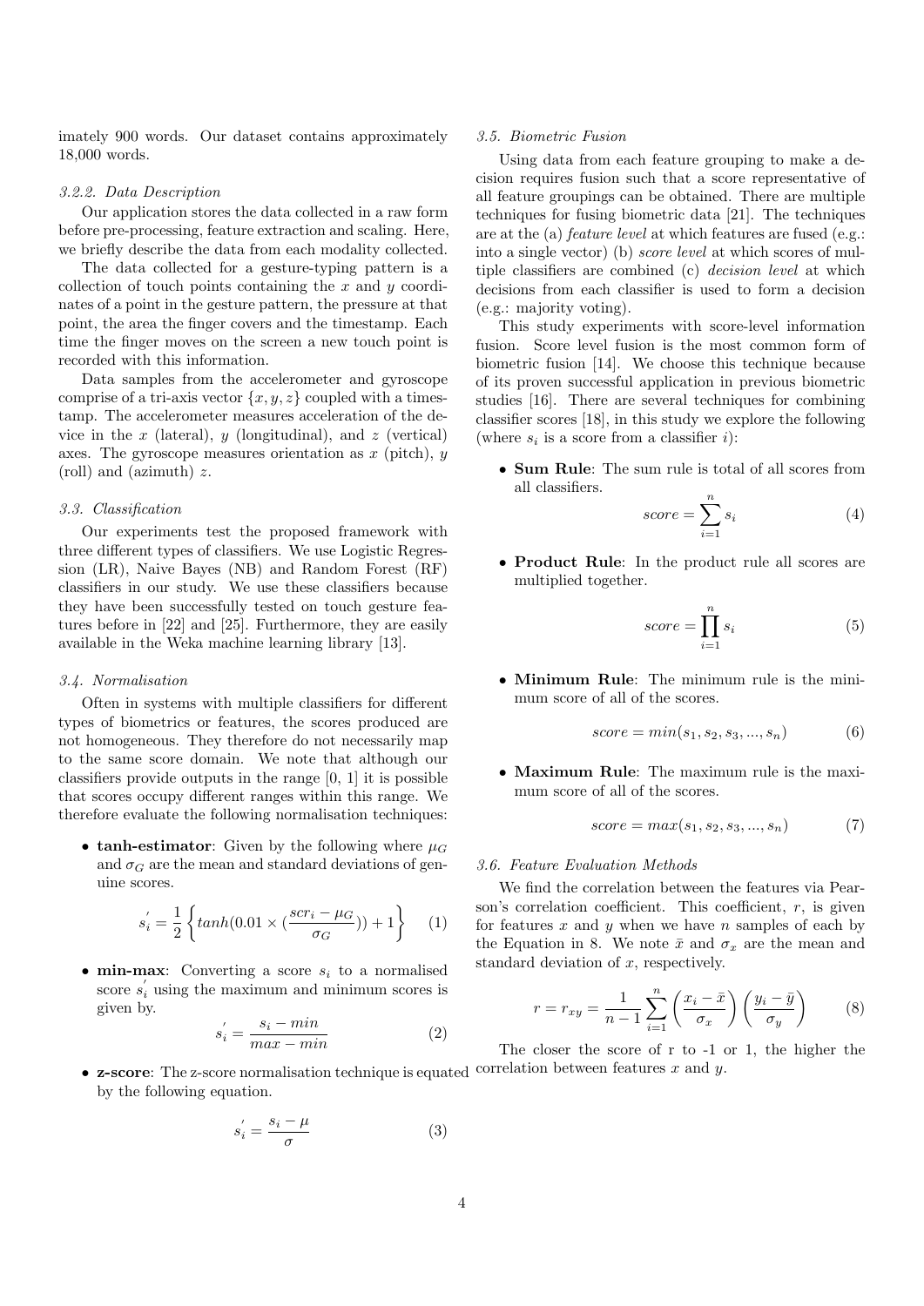imately 900 words. Our dataset contains approximately 18,000 words.

#### 3.2.2. Data Description

Our application stores the data collected in a raw form before pre-processing, feature extraction and scaling. Here, we briefly describe the data from each modality collected.

The data collected for a gesture-typing pattern is a collection of touch points containing the $x$ and $y$ coordinates of a point in the gesture pattern, the pressure at that point, the area the finger covers and the timestamp. Each time the finger moves on the screen a new touch point is recorded with this information.

Data samples from the accelerometer and gyroscope comprise of a tri-axis vector $\{x, y, z\}$ coupled with a timestamp. The accelerometer measures acceleration of the device in the $x$ (lateral), $y$ (longitudinal), and $z$ (vertical) axes. The gyroscope measures orientation as $x$ (pitch), $y$ (roll) and (azimuth) $z$.

### 3.3. Classification

Our experiments test the proposed framework with three different types of classifiers. We use Logistic Regression (LR), Naive Bayes (NB) and Random Forest (RF) classifiers in our study. We use these classifiers because they have been successfully tested on touch gesture features before in [22] and [25]. Furthermore, they are easily available in the Weka machine learning library [13].

### 3.4. Normalisation

Often in systems with multiple classifiers for different types of biometrics or features, the scores produced are not homogeneous. They therefore do not necessarily map to the same score domain. We note that although our classifiers provide outputs in the range [0, 1] it is possible that scores occupy different ranges within this range. We therefore evaluate the following normalisation techniques:

- **tanh-estimator**: Given by the following where $\mu_G$ and $\sigma_G$ are the mean and standard deviations of genuine scores.

$$s_i^{'} = \frac{1}{2}\left\{tanh(0.01 \times (\frac{scr_i - \mu_G}{\sigma_G})) + 1\right\} \quad (1)$$

- **min-max**: Converting a score $s_i$ to a normalised score $s_i^{'}$ using the maximum and minimum scores is given by.

$$s_i^{'} = \frac{s_i - min}{max - min} \quad (2)$$

- **z-score**: The z-score normalisation technique is equated by the following equation.

$$s_i^{'} = \frac{s_i - \mu}{\sigma} \quad (3)$$

### 3.5. Biometric Fusion

Using data from each feature grouping to make a decision requires fusion such that a score representative of all feature groupings can be obtained. There are multiple techniques for fusing biometric data [21]. The techniques are at the (a) *feature level* at which features are fused (e.g.: into a single vector) (b) *score level* at which scores of multiple classifiers are combined (c) *decision level* at which decisions from each classifier is used to form a decision (e.g.: majority voting).

This study experiments with score-level information fusion. Score level fusion is the most common form of biometric fusion [14]. We choose this technique because of its proven successful application in previous biometric studies [16]. There are several techniques for combining classifier scores [18], in this study we explore the following (where $s_i$ is a score from a classifier $i$):

- **Sum Rule**: The sum rule is total of all scores from all classifiers.

$$score = \sum_{i=1}^{n} s_i \quad (4)$$

- **Product Rule**: In the product rule all scores are multiplied together.

$$score = \prod_{i=1}^{n} s_i \quad (5)$$

- **Minimum Rule**: The minimum rule is the minimum score of all of the scores.

$$score = min(s_1, s_2, s_3, ..., s_n) \quad (6)$$

- **Maximum Rule**: The maximum rule is the maximum score of all of the scores.

$$score = max(s_1, s_2, s_3, ..., s_n) \quad (7)$$

### 3.6. Feature Evaluation Methods

We find the correlation between the features via Pearson's correlation coefficient. This coefficient, $r$, is given for features $x$ and $y$ when we have $n$ samples of each by the Equation in 8. We note $\bar{x}$ and $\sigma_x$ are the mean and standard deviation of $x$, respectively.

$$r = r_{xy} = \frac{1}{n-1}\sum_{i=1}^{n}\left(\frac{x_i - \bar{x}}{\sigma_x}\right)\left(\frac{y_i - \bar{y}}{\sigma_y}\right) \quad (8)$$

The closer the score of r to -1 or 1, the higher the correlation between features $x$ and $y$.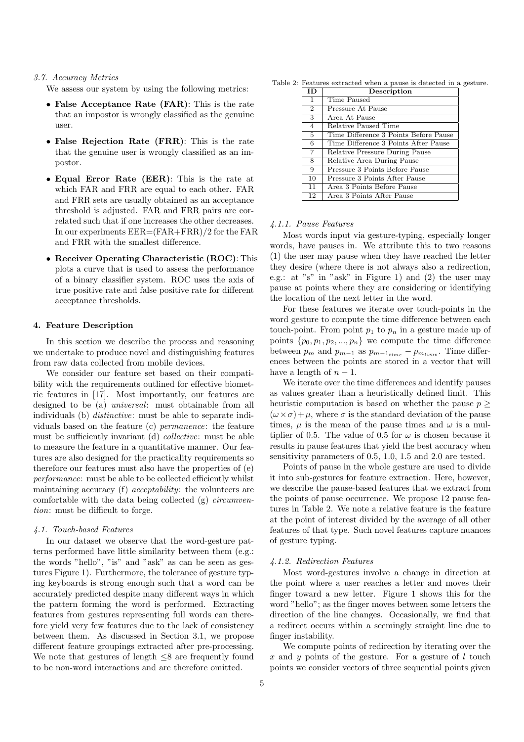### 3.7. Accuracy Metrics

We assess our system by using the following metrics:

- **False Acceptance Rate (FAR)**: This is the rate that an impostor is wrongly classified as the genuine user.
- **False Rejection Rate (FRR)**: This is the rate that the genuine user is wrongly classified as an impostor.
- **Equal Error Rate (EER)**: This is the rate at which FAR and FRR are equal to each other. FAR and FRR sets are usually obtained as an acceptance threshold is adjusted. FAR and FRR pairs are correlated such that if one increases the other decreases. In our experiments EER=(FAR+FRR)/2 for the FAR and FRR with the smallest difference.
- **Receiver Operating Characteristic (ROC)**: This plots a curve that is used to assess the performance of a binary classifier system. ROC uses the axis of true positive rate and false positive rate for different acceptance thresholds.

## 4. Feature Description

In this section we describe the process and reasoning we undertake to produce novel and distinguishing features from raw data collected from mobile devices.

We consider our feature set based on their compatibility with the requirements outlined for effective biometric features in [17]. Most importantly, our features are designed to be (a) *universal*: must obtainable from all individuals (b) *distinctive*: must be able to separate individuals based on the feature (c) *permanence*: the feature must be sufficiently invariant (d) *collective*: must be able to measure the feature in a quantitative manner. Our features are also designed for the practicality requirements so therefore our features must also have the properties of (e) *performance*: must be able to be collected efficiently whilst maintaining accuracy (f) *acceptability*: the volunteers are comfortable with the data being collected (g) *circumvention*: must be difficult to forge.

### 4.1. Touch-based Features

In our dataset we observe that the word-gesture patterns performed have little similarity between them (e.g.: the words "hello", "is" and "ask" as can be seen as gestures Figure 1). Furthermore, the tolerance of gesture typing keyboards is strong enough such that a word can be accurately predicted despite many different ways in which the pattern forming the word is performed. Extracting features from gestures representing full words can therefore yield very few features due to the lack of consistency between them. As discussed in Section 3.1, we propose different feature groupings extracted after pre-processing. We note that gestures of length $\leq 8$ are frequently found to be non-word interactions and are therefore omitted.

Table 2: Features extracted when a pause is detected in a gesture.

| ID | Description |
|---|---|
| 1 | Time Paused |
| 2 | Pressure At Pause |
| 3 | Area At Pause |
| 4 | Relative Paused Time |
| 5 | Time Difference 3 Points Before Pause |
| 6 | Time Difference 3 Points After Pause |
| 7 | Relative Pressure During Pause |
| 8 | Relative Area During Pause |
| 9 | Pressure 3 Points Before Pause |
| 10 | Pressure 3 Points After Pause |
| 11 | Area 3 Points Before Pause |
| 12 | Area 3 Points After Pause |

#### 4.1.1. Pause Features

Most words input via gesture-typing, especially longer words, have pauses in. We attribute this to two reasons (1) the user may pause when they have reached the letter they desire (where there is not always also a redirection, e.g.: at "s" in "ask" in Figure 1) and (2) the user may pause at points where they are considering or identifying the location of the next letter in the word.

For these features we iterate over touch-points in the word gesture to compute the time difference between each touch-point. From point $p_1$ to $p_n$ in a gesture made up of points $\{p_0, p_1, p_2, ..., p_n\}$ we compute the time difference between $p_m$ and $p_{m-1}$ as $p_{m-1_{time}} - p_{m_{time}}$. Time differences between the points are stored in a vector that will have a length of $n-1$.

We iterate over the time differences and identify pauses as values greater than a heuristically defined limit. This heuristic computation is based on whether the pause $p \geq (\omega \times \sigma) + \mu$, where $\sigma$ is the standard deviation of the pause times, $\mu$ is the mean of the pause times and $\omega$ is a multiplier of 0.5. The value of 0.5 for $\omega$ is chosen because it results in pause features that yield the best accuracy when sensitivity parameters of 0.5, 1.0, 1.5 and 2.0 are tested.

Points of pause in the whole gesture are used to divide it into sub-gestures for feature extraction. Here, however, we describe the pause-based features that we extract from the points of pause occurrence. We propose 12 pause features in Table 2. We note a relative feature is the feature at the point of interest divided by the average of all other features of that type. Such novel features capture nuances of gesture typing.

#### 4.1.2. Redirection Features

Most word-gestures involve a change in direction at the point where a user reaches a letter and moves their finger toward a new letter. Figure 1 shows this for the word "hello"; as the finger moves between some letters the direction of the line changes. Occasionally, we find that a redirect occurs within a seemingly straight line due to finger instability.

We compute points of redirection by iterating over the $x$ and $y$ points of the gesture. For a gesture of $l$ touch points we consider vectors of three sequential points given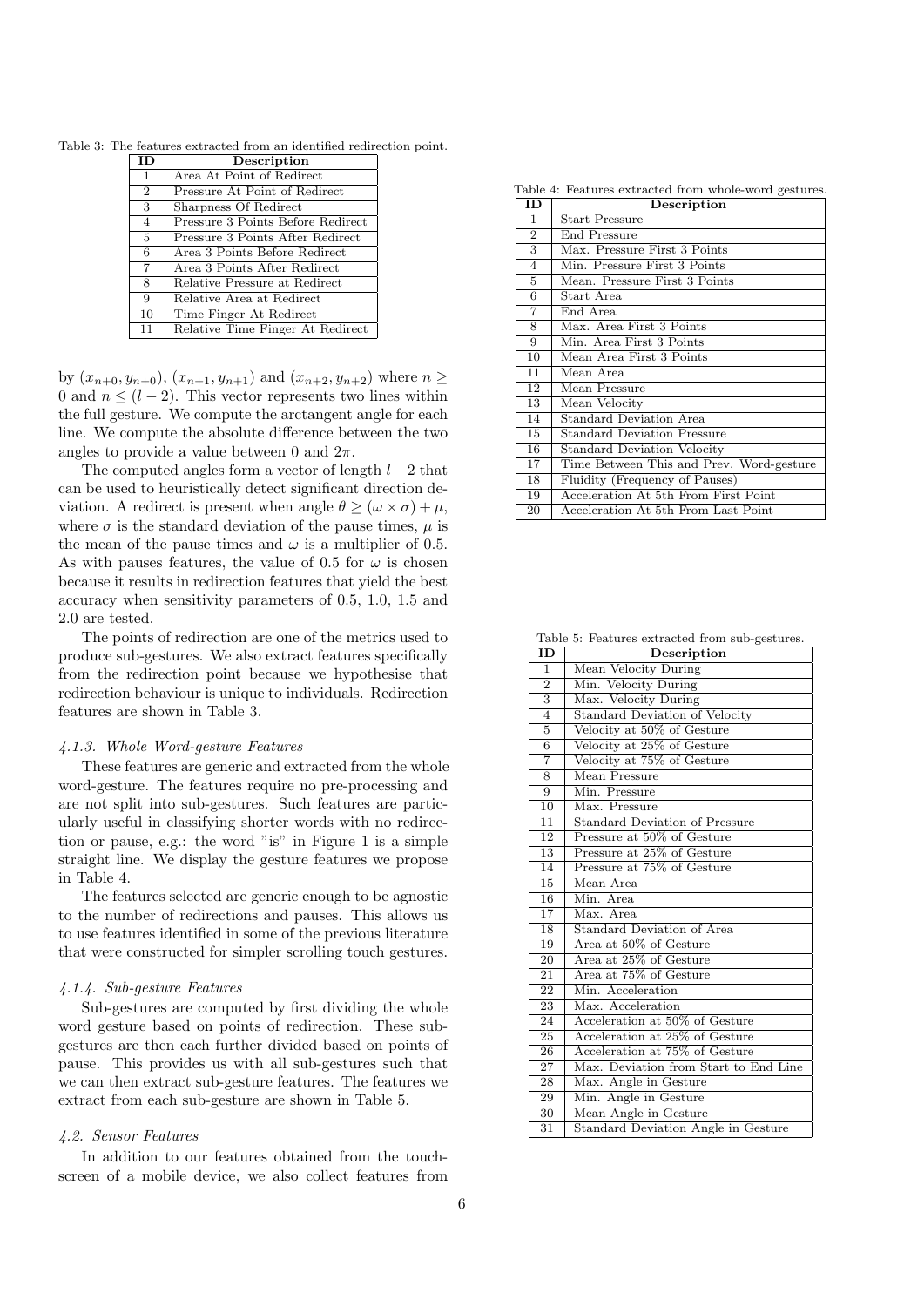Table 3: The features extracted from an identified redirection point.

| ID | Description |
|---|---|
| 1 | Area At Point of Redirect |
| 2 | Pressure At Point of Redirect |
| 3 | Sharpness Of Redirect |
| 4 | Pressure 3 Points Before Redirect |
| 5 | Pressure 3 Points After Redirect |
| 6 | Area 3 Points Before Redirect |
| 7 | Area 3 Points After Redirect |
| 8 | Relative Pressure at Redirect |
| 9 | Relative Area at Redirect |
| 10 | Time Finger At Redirect |
| 11 | Relative Time Finger At Redirect |

by $(x_{n+0}, y_{n+0})$, $(x_{n+1}, y_{n+1})$ and $(x_{n+2}, y_{n+2})$ where $n \geq 0$ and $n \leq (l-2)$. This vector represents two lines within the full gesture. We compute the arctangent angle for each line. We compute the absolute difference between the two angles to provide a value between 0 and $2\pi$.

The computed angles form a vector of length $l-2$ that can be used to heuristically detect significant direction deviation. A redirect is present when angle $\theta \geq (\omega \times \sigma) + \mu$, where $\sigma$ is the standard deviation of the pause times, $\mu$ is the mean of the pause times and $\omega$ is a multiplier of 0.5. As with pauses features, the value of 0.5 for $\omega$ is chosen because it results in redirection features that yield the best accuracy when sensitivity parameters of 0.5, 1.0, 1.5 and 2.0 are tested.

The points of redirection are one of the metrics used to produce sub-gestures. We also extract features specifically from the redirection point because we hypothesise that redirection behaviour is unique to individuals. Redirection features are shown in Table 3.

#### *4.1.3. Whole Word-gesture Features*

These features are generic and extracted from the whole word-gesture. The features require no pre-processing and are not split into sub-gestures. Such features are particularly useful in classifying shorter words with no redirection or pause, e.g.: the word "is" in Figure 1 is a simple straight line. We display the gesture features we propose in Table 4.

The features selected are generic enough to be agnostic to the number of redirections and pauses. This allows us to use features identified in some of the previous literature that were constructed for simpler scrolling touch gestures.

#### *4.1.4. Sub-gesture Features*

Sub-gestures are computed by first dividing the whole word gesture based on points of redirection. These sub-gestures are then each further divided based on points of pause. This provides us with all sub-gestures such that we can then extract sub-gesture features. The features we extract from each sub-gesture are shown in Table 5.

### *4.2. Sensor Features*

In addition to our features obtained from the touchscreen of a mobile device, we also collect features from

Table 4: Features extracted from whole-word gestures.

| ID | Description |
|---|---|
| 1 | Start Pressure |
| 2 | End Pressure |
| 3 | Max. Pressure First 3 Points |
| 4 | Min. Pressure First 3 Points |
| 5 | Mean. Pressure First 3 Points |
| 6 | Start Area |
| 7 | End Area |
| 8 | Max. Area First 3 Points |
| 9 | Min. Area First 3 Points |
| 10 | Mean Area First 3 Points |
| 11 | Mean Area |
| 12 | Mean Pressure |
| 13 | Mean Velocity |
| 14 | Standard Deviation Area |
| 15 | Standard Deviation Pressure |
| 16 | Standard Deviation Velocity |
| 17 | Time Between This and Prev. Word-gesture |
| 18 | Fluidity (Frequency of Pauses) |
| 19 | Acceleration At 5th From First Point |
| 20 | Acceleration At 5th From Last Point |

Table 5: Features extracted from sub-gestures.

| ID | Description |
|---|---|
| 1 | Mean Velocity During |
| 2 | Min. Velocity During |
| 3 | Max. Velocity During |
| 4 | Standard Deviation of Velocity |
| 5 | Velocity at 50% of Gesture |
| 6 | Velocity at 25% of Gesture |
| 7 | Velocity at 75% of Gesture |
| 8 | Mean Pressure |
| 9 | Min. Pressure |
| 10 | Max. Pressure |
| 11 | Standard Deviation of Pressure |
| 12 | Pressure at 50% of Gesture |
| 13 | Pressure at 25% of Gesture |
| 14 | Pressure at 75% of Gesture |
| 15 | Mean Area |
| 16 | Min. Area |
| 17 | Max. Area |
| 18 | Standard Deviation of Area |
| 19 | Area at 50% of Gesture |
| 20 | Area at 25% of Gesture |
| 21 | Area at 75% of Gesture |
| 22 | Min. Acceleration |
| 23 | Max. Acceleration |
| 24 | Acceleration at 50% of Gesture |
| 25 | Acceleration at 25% of Gesture |
| 26 | Acceleration at 75% of Gesture |
| 27 | Max. Deviation from Start to End Line |
| 28 | Max. Angle in Gesture |
| 29 | Min. Angle in Gesture |
| 30 | Mean Angle in Gesture |
| 31 | Standard Deviation Angle in Gesture |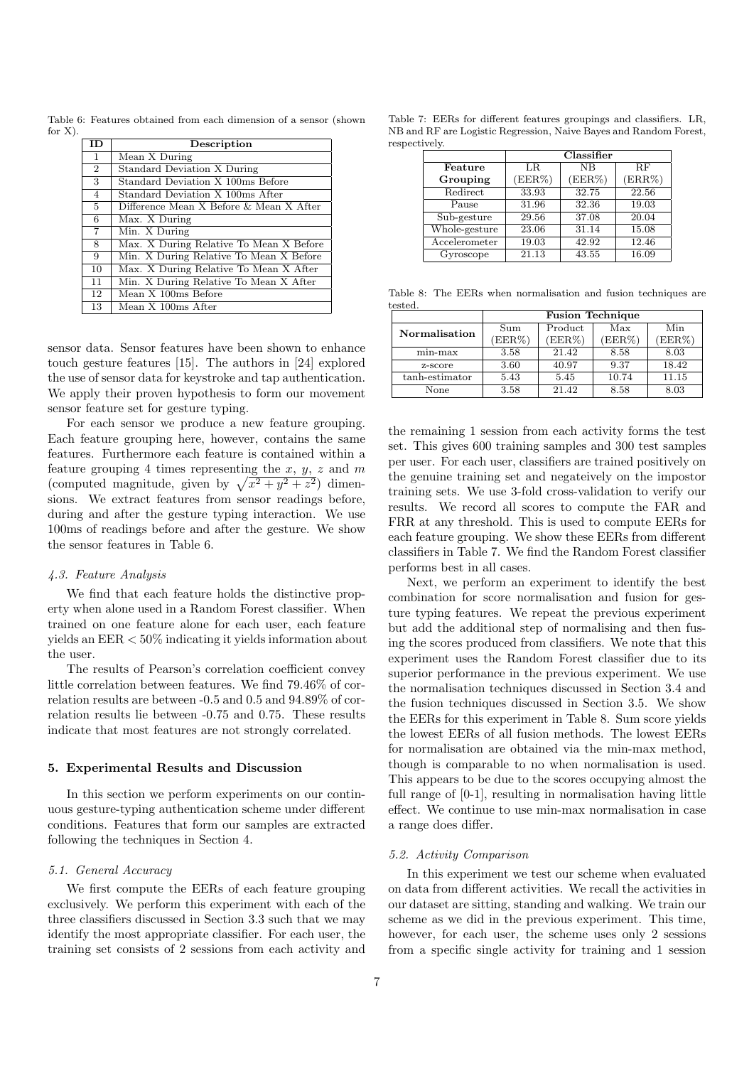Table 6: Features obtained from each dimension of a sensor (shown for X).

| ID | Description |
|---|---|
| 1 | Mean X During |
| 2 | Standard Deviation X During |
| 3 | Standard Deviation X 100ms Before |
| 4 | Standard Deviation X 100ms After |
| 5 | Difference Mean X Before & Mean X After |
| 6 | Max. X During |
| 7 | Min. X During |
| 8 | Max. X During Relative To Mean X Before |
| 9 | Min. X During Relative To Mean X Before |
| 10 | Max. X During Relative To Mean X After |
| 11 | Min. X During Relative To Mean X After |
| 12 | Mean X 100ms Before |
| 13 | Mean X 100ms After |

sensor data. Sensor features have been shown to enhance touch gesture features [15]. The authors in [24] explored the use of sensor data for keystroke and tap authentication. We apply their proven hypothesis to form our movement sensor feature set for gesture typing.

For each sensor we produce a new feature grouping. Each feature grouping here, however, contains the same features. Furthermore each feature is contained within a feature grouping 4 times representing the $x$, $y$, $z$ and $m$ (computed magnitude, given by $\sqrt{x^2 + y^2 + z^2}$) dimensions. We extract features from sensor readings before, during and after the gesture typing interaction. We use 100ms of readings before and after the gesture. We show the sensor features in Table 6.

### *4.3. Feature Analysis*

We find that each feature holds the distinctive property when alone used in a Random Forest classifier. When trained on one feature alone for each user, each feature yields an EER < 50% indicating it yields information about the user.

The results of Pearson's correlation coefficient convey little correlation between features. We find 79.46% of correlation results are between -0.5 and 0.5 and 94.89% of correlation results lie between -0.75 and 0.75. These results indicate that most features are not strongly correlated.

## 5. Experimental Results and Discussion

In this section we perform experiments on our continuous gesture-typing authentication scheme under different conditions. Features that form our samples are extracted following the techniques in Section 4.

### *5.1. General Accuracy*

We first compute the EERs of each feature grouping exclusively. We perform this experiment with each of the three classifiers discussed in Section 3.3 such that we may identify the most appropriate classifier. For each user, the training set consists of 2 sessions from each activity and the remaining 1 session from each activity forms the test set. This gives 600 training samples and 300 test samples per user. For each user, classifiers are trained positively on the genuine training set and negateively on the impostor training sets. We use 3-fold cross-validation to verify our results. We record all scores to compute the FAR and FRR at any threshold. This is used to compute EERs for each feature grouping. We show these EERs from different classifiers in Table 7. We find the Random Forest classifier performs best in all cases.

Table 7: EERs for different features groupings and classifiers. LR, NB and RF are Logistic Regression, Naive Bayes and Random Forest, respectively.

| Feature Grouping | Classifier LR (EER%) | NB (EER%) | RF (ERR%) |
|---|---|---|---|
| Redirect | 33.93 | 32.75 | 22.56 |
| Pause | 31.96 | 32.36 | 19.03 |
| Sub-gesture | 29.56 | 37.08 | 20.04 |
| Whole-gesture | 23.06 | 31.14 | 15.08 |
| Accelerometer | 19.03 | 42.92 | 12.46 |
| Gyroscope | 21.13 | 43.55 | 16.09 |

Next, we perform an experiment to identify the best combination for score normalisation and fusion for gesture typing features. We repeat the previous experiment but add the additional step of normalising and then fusing the scores produced from classifiers. We note that this experiment uses the Random Forest classifier due to its superior performance in the previous experiment. We use the normalisation techniques discussed in Section 3.4 and the fusion techniques discussed in Section 3.5. We show the EERs for this experiment in Table 8. Sum score yields the lowest EERs of all fusion methods. The lowest EERs for normalisation are obtained via the min-max method, though is comparable to no when normalisation is used. This appears to be due to the scores occupying almost the full range of [0-1], resulting in normalisation having little effect. We continue to use min-max normalisation in case a range does differ.

Table 8: The EERs when normalisation and fusion techniques are tested.

| Normalisation | Fusion Technique Sum (EER%) | Product (EER%) | Max (EER%) | Min (EER%) |
|---|---|---|---|---|
| min-max | 3.58 | 21.42 | 8.58 | 8.03 |
| z-score | 3.60 | 40.97 | 9.37 | 18.42 |
| tanh-estimator | 5.43 | 5.45 | 10.74 | 11.15 |
| None | 3.58 | 21.42 | 8.58 | 8.03 |

### *5.2. Activity Comparison*

In this experiment we test our scheme when evaluated on data from different activities. We recall the activities in our dataset are sitting, standing and walking. We train our scheme as we did in the previous experiment. This time, however, for each user, the scheme uses only 2 sessions from a specific single activity for training and 1 session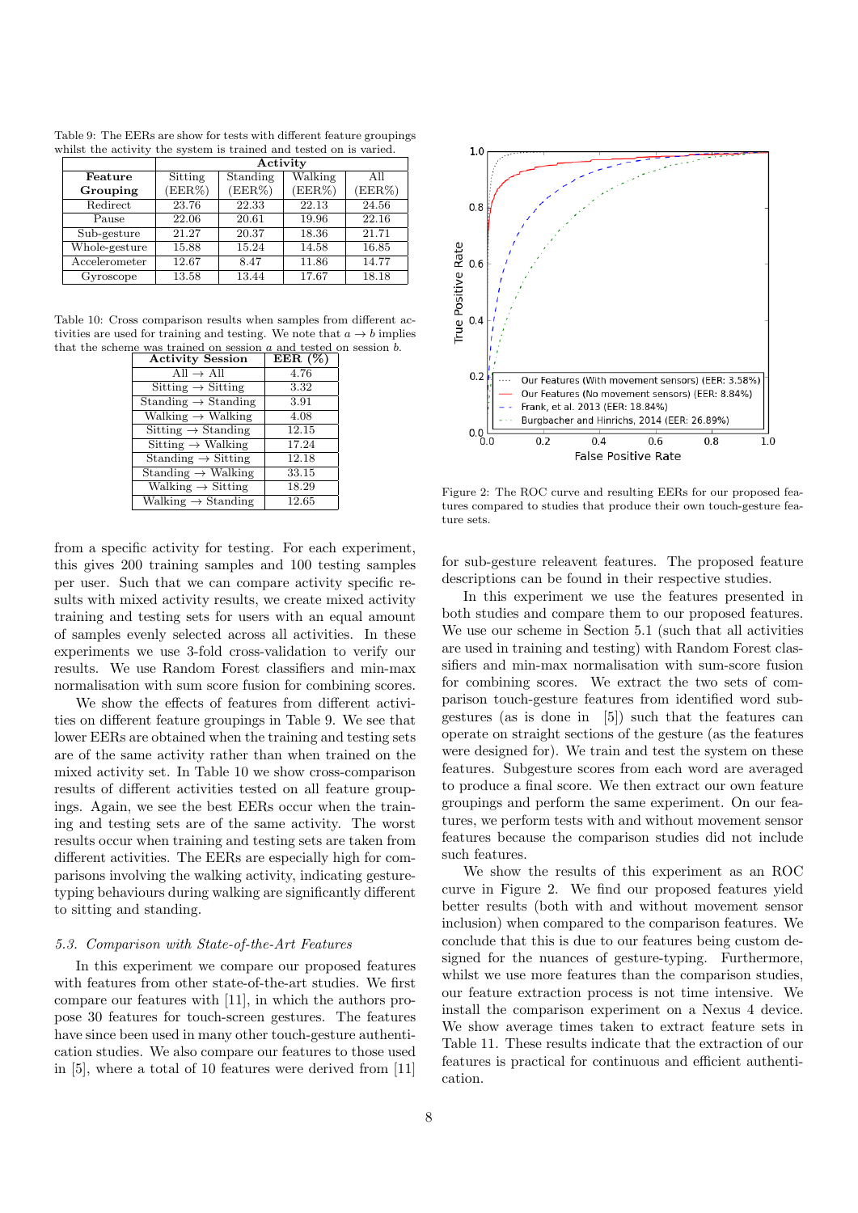Table 9: The EERs are show for tests with different feature groupings whilst the activity the system is trained and tested on is varied.

| Feature Grouping | Activity | | | |
|---|---|---|---|---|
| | Sitting (EER%) | Standing (EER%) | Walking (EER%) | All (EER%) |
| Redirect | 23.76 | 22.33 | 22.13 | 24.56 |
| Pause | 22.06 | 20.61 | 19.96 | 22.16 |
| Sub-gesture | 21.27 | 20.37 | 18.36 | 21.71 |
| Whole-gesture | 15.88 | 15.24 | 14.58 | 16.85 |
| Accelerometer | 12.67 | 8.47 | 11.86 | 14.77 |
| Gyroscope | 13.58 | 13.44 | 17.67 | 18.18 |

Table 10: Cross comparison results when samples from different activities are used for training and testing. We note that $a \rightarrow b$ implies that the scheme was trained on session $a$ and tested on session $b$.

| Activity Session | EER (%) |
|---|---|
| All → All | 4.76 |
| Sitting → Sitting | 3.32 |
| Standing → Standing | 3.91 |
| Walking → Walking | 4.08 |
| Sitting → Standing | 12.15 |
| Sitting → Walking | 17.24 |
| Standing → Sitting | 12.18 |
| Standing → Walking | 33.15 |
| Walking → Sitting | 18.29 |
| Walking → Standing | 12.65 |

from a specific activity for testing. For each experiment, this gives 200 training samples and 100 testing samples per user. Such that we can compare activity specific results with mixed activity results, we create mixed activity training and testing sets for users with an equal amount of samples evenly selected across all activities. In these experiments we use 3-fold cross-validation to verify our results. We use Random Forest classifiers and min-max normalisation with sum score fusion for combining scores.

We show the effects of features from different activities on different feature groupings in Table 9. We see that lower EERs are obtained when the training and testing sets are of the same activity rather than when trained on the mixed activity set. In Table 10 we show cross-comparison results of different activities tested on all feature groupings. Again, we see the best EERs occur when the training and testing sets are of the same activity. The worst results occur when training and testing sets are taken from different activities. The EERs are especially high for comparisons involving the walking activity, indicating gesture-typing behaviours during walking are significantly different to sitting and standing.

### 5.3. Comparison with State-of-the-Art Features

In this experiment we compare our proposed features with features from other state-of-the-art studies. We first compare our features with [11], in which the authors propose 30 features for touch-screen gestures. The features have since been used in many other touch-gesture authentication studies. We also compare our features to those used in [5], where a total of 10 features were derived from [11] for sub-gesture releavent features. The proposed feature descriptions can be found in their respective studies.

In this experiment we use the features presented in both studies and compare them to our proposed features. We use our scheme in Section 5.1 (such that all activities are used in training and testing) with Random Forest classifiers and min-max normalisation with sum-score fusion for combining scores. We extract the two sets of comparison touch-gesture features from identified word subgestures (as is done in [5]) such that the features can operate on straight sections of the gesture (as the features were designed for). We train and test the system on these features. Subgesture scores from each word are averaged to produce a final score. We then extract our own feature groupings and perform the same experiment. On our features, we perform tests with and without movement sensor features because the comparison studies did not include such features.

Figure 2: The ROC curve and resulting EERs for our proposed features compared to studies that produce their own touch-gesture feature sets.

We show the results of this experiment as an ROC curve in Figure 2. We find our proposed features yield better results (both with and without movement sensor inclusion) when compared to the comparison features. We conclude that this is due to our features being custom designed for the nuances of gesture-typing. Furthermore, whilst we use more features than the comparison studies, our feature extraction process is not time intensive. We install the comparison experiment on a Nexus 4 device. We show average times taken to extract feature sets in Table 11. These results indicate that the extraction of our features is practical for continuous and efficient authentication.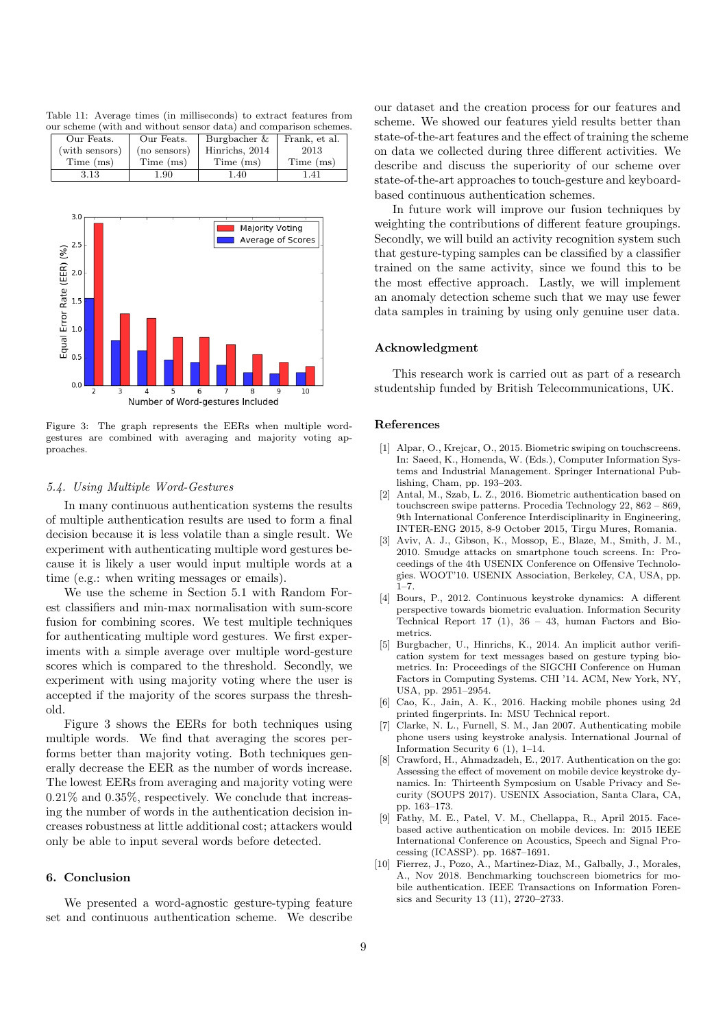Table 11: Average times (in milliseconds) to extract features from our scheme (with and without sensor data) and comparison schemes.

| Our Feats. (with sensors) Time (ms) | Our Feats. (no sensors) Time (ms) | Burgbacher & Hinrichs, 2014 Time (ms) | Frank, et al. 2013 Time (ms) |
|---|---|---|---|
| 3.13 | 1.90 | 1.40 | 1.41 |

Figure 3: The graph represents the EERs when multiple word-gestures are combined with averaging and majority voting approaches.

### 5.4. Using Multiple Word-Gestures

In many continuous authentication systems the results of multiple authentication results are used to form a final decision because it is less volatile than a single result. We experiment with authenticating multiple word gestures because it is likely a user would input multiple words at a time (e.g.: when writing messages or emails).

We use the scheme in Section 5.1 with Random Forest classifiers and min-max normalisation with sum-score fusion for combining scores. We test multiple techniques for authenticating multiple word gestures. We first experiments with a simple average over multiple word-gesture scores which is compared to the threshold. Secondly, we experiment with using majority voting where the user is accepted if the majority of the scores surpass the threshold.

Figure 3 shows the EERs for both techniques using multiple words. We find that averaging the scores performs better than majority voting. Both techniques generally decrease the EER as the number of words increase. The lowest EERs from averaging and majority voting were 0.21% and 0.35%, respectively. We conclude that increasing the number of words in the authentication decision increases robustness at little additional cost; attackers would only be able to input several words before detected.

## 6. Conclusion

We presented a word-agnostic gesture-typing feature set and continuous authentication scheme. We describe our dataset and the creation process for our features and scheme. We showed our features yield results better than state-of-the-art features and the effect of training the scheme on data we collected during three different activities. We describe and discuss the superiority of our scheme over state-of-the-art approaches to touch-gesture and keyboard-based continuous authentication schemes.

In future work will improve our fusion techniques by weighting the contributions of different feature groupings. Secondly, we will build an activity recognition system such that gesture-typing samples can be classified by a classifier trained on the same activity, since we found this to be the most effective approach. Lastly, we will implement an anomaly detection scheme such that we may use fewer data samples in training by using only genuine user data.

## Acknowledgment

This research work is carried out as part of a research studentship funded by British Telecommunications, UK.

## References

[1] Alpar, O., Krejcar, O., 2015. Biometric swiping on touchscreens. In: Saeed, K., Homenda, W. (Eds.), Computer Information Systems and Industrial Management. Springer International Publishing, Cham, pp. 193–203.

[2] Antal, M., Szab, L. Z., 2016. Biometric authentication based on touchscreen swipe patterns. Procedia Technology 22, 862 – 869, 9th International Conference Interdisciplinarity in Engineering, INTER-ENG 2015, 8-9 October 2015, Tirgu Mures, Romania.

[3] Aviv, A. J., Gibson, K., Mossop, E., Blaze, M., Smith, J. M., 2010. Smudge attacks on smartphone touch screens. In: Proceedings of the 4th USENIX Conference on Offensive Technologies. WOOT'10. USENIX Association, Berkeley, CA, USA, pp. 1–7.

[4] Bours, P., 2012. Continuous keystroke dynamics: A different perspective towards biometric evaluation. Information Security Technical Report 17 (1), 36 – 43, human Factors and Biometrics.

[5] Burgbacher, U., Hinrichs, K., 2014. An implicit author verification system for text messages based on gesture typing biometrics. In: Proceedings of the SIGCHI Conference on Human Factors in Computing Systems. CHI '14. ACM, New York, NY, USA, pp. 2951–2954.

[6] Cao, K., Jain, A. K., 2016. Hacking mobile phones using 2d printed fingerprints. In: MSU Technical report.

[7] Clarke, N. L., Furnell, S. M., Jan 2007. Authenticating mobile phone users using keystroke analysis. International Journal of Information Security 6 (1), 1–14.

[8] Crawford, H., Ahmadzadeh, E., 2017. Authentication on the go: Assessing the effect of movement on mobile device keystroke dynamics. In: Thirteenth Symposium on Usable Privacy and Security (SOUPS 2017). USENIX Association, Santa Clara, CA, pp. 163–173.

[9] Fathy, M. E., Patel, V. M., Chellappa, R., April 2015. Face-based active authentication on mobile devices. In: 2015 IEEE International Conference on Acoustics, Speech and Signal Processing (ICASSP). pp. 1687–1691.

[10] Fierrez, J., Pozo, A., Martinez-Diaz, M., Galbally, J., Morales, A., Nov 2018. Benchmarking touchscreen biometrics for mobile authentication. IEEE Transactions on Information Forensics and Security 13 (11), 2720–2733.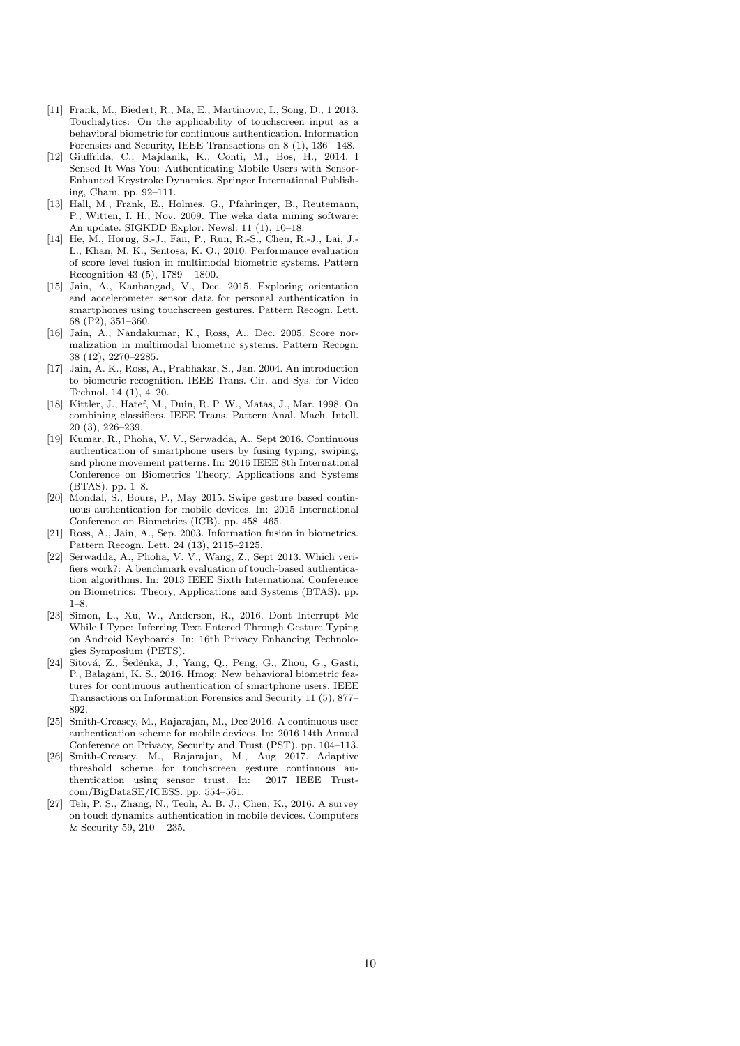[11] Frank, M., Biedert, R., Ma, E., Martinovic, I., Song, D., 1 2013. Touchalytics: On the applicability of touchscreen input as a behavioral biometric for continuous authentication. Information Forensics and Security, IEEE Transactions on 8 (1), 136 –148.

[12] Giuffrida, C., Majdanik, K., Conti, M., Bos, H., 2014. I Sensed It Was You: Authenticating Mobile Users with Sensor-Enhanced Keystroke Dynamics. Springer International Publishing, Cham, pp. 92–111.

[13] Hall, M., Frank, E., Holmes, G., Pfahringer, B., Reutemann, P., Witten, I. H., Nov. 2009. The weka data mining software: An update. SIGKDD Explor. Newsl. 11 (1), 10–18.

[14] He, M., Horng, S.-J., Fan, P., Run, R.-S., Chen, R.-J., Lai, J.-L., Khan, M. K., Sentosa, K. O., 2010. Performance evaluation of score level fusion in multimodal biometric systems. Pattern Recognition 43 (5), 1789 – 1800.

[15] Jain, A., Kanhangad, V., Dec. 2015. Exploring orientation and accelerometer sensor data for personal authentication in smartphones using touchscreen gestures. Pattern Recogn. Lett. 68 (P2), 351–360.

[16] Jain, A., Nandakumar, K., Ross, A., Dec. 2005. Score normalization in multimodal biometric systems. Pattern Recogn. 38 (12), 2270–2285.

[17] Jain, A. K., Ross, A., Prabhakar, S., Jan. 2004. An introduction to biometric recognition. IEEE Trans. Cir. and Sys. for Video Technol. 14 (1), 4–20.

[18] Kittler, J., Hatef, M., Duin, R. P. W., Matas, J., Mar. 1998. On combining classifiers. IEEE Trans. Pattern Anal. Mach. Intell. 20 (3), 226–239.

[19] Kumar, R., Phoha, V. V., Serwadda, A., Sept 2016. Continuous authentication of smartphone users by fusing typing, swiping, and phone movement patterns. In: 2016 IEEE 8th International Conference on Biometrics Theory, Applications and Systems (BTAS). pp. 1–8.

[20] Mondal, S., Bours, P., May 2015. Swipe gesture based continuous authentication for mobile devices. In: 2015 International Conference on Biometrics (ICB). pp. 458–465.

[21] Ross, A., Jain, A., Sep. 2003. Information fusion in biometrics. Pattern Recogn. Lett. 24 (13), 2115–2125.

[22] Serwadda, A., Phoha, V. V., Wang, Z., Sept 2013. Which verifiers work?: A benchmark evaluation of touch-based authentication algorithms. In: 2013 IEEE Sixth International Conference on Biometrics: Theory, Applications and Systems (BTAS). pp. 1–8.

[23] Simon, L., Xu, W., Anderson, R., 2016. Dont Interrupt Me While I Type: Inferring Text Entered Through Gesture Typing on Android Keyboards. In: 16th Privacy Enhancing Technologies Symposium (PETS).

[24] Sitová, Z., Šeděnka, J., Yang, Q., Peng, G., Zhou, G., Gasti, P., Balagani, K. S., 2016. Hmog: New behavioral biometric features for continuous authentication of smartphone users. IEEE Transactions on Information Forensics and Security 11 (5), 877–892.

[25] Smith-Creasey, M., Rajarajan, M., Dec 2016. A continuous user authentication scheme for mobile devices. In: 2016 14th Annual Conference on Privacy, Security and Trust (PST). pp. 104–113.

[26] Smith-Creasey, M., Rajarajan, M., Aug 2017. Adaptive threshold scheme for touchscreen gesture continuous authentication using sensor trust. In: 2017 IEEE Trustcom/BigDataSE/ICESS. pp. 554–561.

[27] Teh, P. S., Zhang, N., Teoh, A. B. J., Chen, K., 2016. A survey on touch dynamics authentication in mobile devices. Computers & Security 59, 210 – 235.